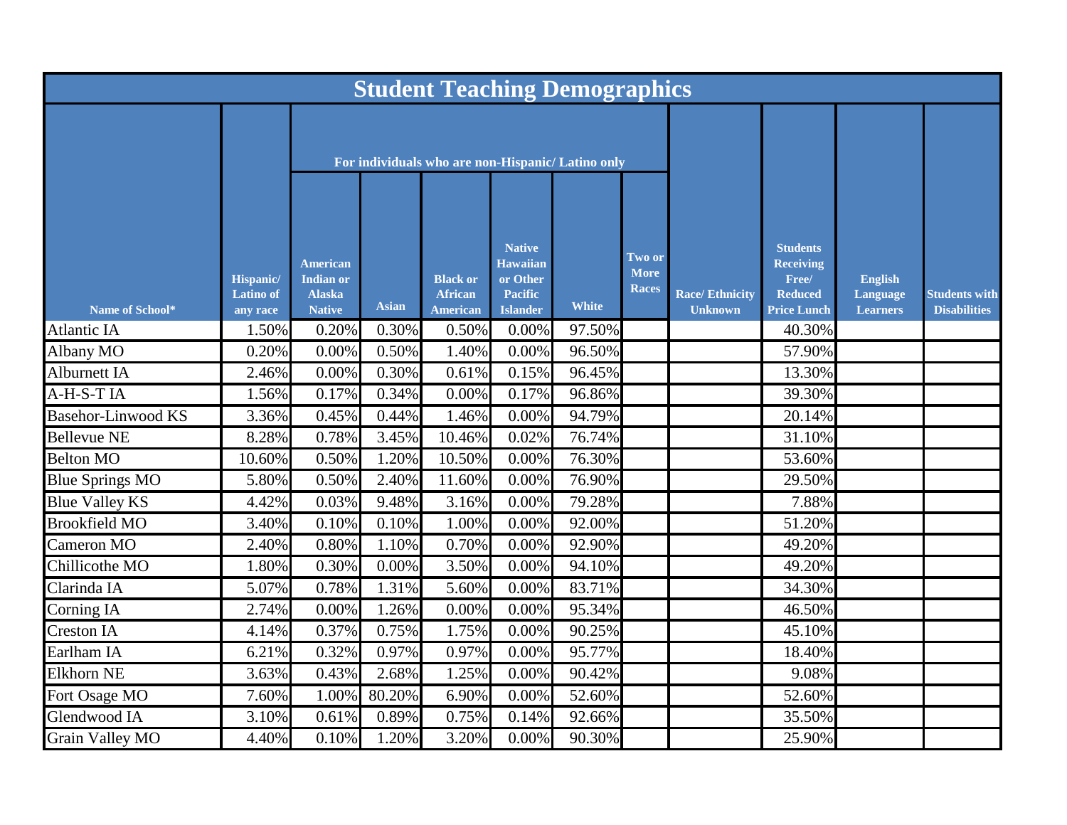# Student Teaching Demographics

| Name of School* | Hispanic/ Latino of any race | For individuals who are non-Hispanic/ Latino only | | | | | | Race/ Ethnicity Unknown | Students Receiving Free/ Reduced Price Lunch | English Language Learners | Students with Disabilities |
|---|---|---|---|---|---|---|---|---|---|---|---|
| | | American Indian or Alaska Native | Asian | Black or African American | Native Hawaiian or Other Pacific Islander | White | Two or More Races | | | | |
| Atlantic IA | 1.50% | 0.20% | 0.30% | 0.50% | 0.00% | 97.50% | | | 40.30% | | |
| Albany MO | 0.20% | 0.00% | 0.50% | 1.40% | 0.00% | 96.50% | | | 57.90% | | |
| Alburnett IA | 2.46% | 0.00% | 0.30% | 0.61% | 0.15% | 96.45% | | | 13.30% | | |
| A-H-S-T IA | 1.56% | 0.17% | 0.34% | 0.00% | 0.17% | 96.86% | | | 39.30% | | |
| Basehor-Linwood KS | 3.36% | 0.45% | 0.44% | 1.46% | 0.00% | 94.79% | | | 20.14% | | |
| Bellevue NE | 8.28% | 0.78% | 3.45% | 10.46% | 0.02% | 76.74% | | | 31.10% | | |
| Belton MO | 10.60% | 0.50% | 1.20% | 10.50% | 0.00% | 76.30% | | | 53.60% | | |
| Blue Springs MO | 5.80% | 0.50% | 2.40% | 11.60% | 0.00% | 76.90% | | | 29.50% | | |
| Blue Valley KS | 4.42% | 0.03% | 9.48% | 3.16% | 0.00% | 79.28% | | | 7.88% | | |
| Brookfield MO | 3.40% | 0.10% | 0.10% | 1.00% | 0.00% | 92.00% | | | 51.20% | | |
| Cameron MO | 2.40% | 0.80% | 1.10% | 0.70% | 0.00% | 92.90% | | | 49.20% | | |
| Chillicothe MO | 1.80% | 0.30% | 0.00% | 3.50% | 0.00% | 94.10% | | | 49.20% | | |
| Clarinda IA | 5.07% | 0.78% | 1.31% | 5.60% | 0.00% | 83.71% | | | 34.30% | | |
| Corning IA | 2.74% | 0.00% | 1.26% | 0.00% | 0.00% | 95.34% | | | 46.50% | | |
| Creston IA | 4.14% | 0.37% | 0.75% | 1.75% | 0.00% | 90.25% | | | 45.10% | | |
| Earlham IA | 6.21% | 0.32% | 0.97% | 0.97% | 0.00% | 95.77% | | | 18.40% | | |
| Elkhorn NE | 3.63% | 0.43% | 2.68% | 1.25% | 0.00% | 90.42% | | | 9.08% | | |
| Fort Osage MO | 7.60% | 1.00% | 80.20% | 6.90% | 0.00% | 52.60% | | | 52.60% | | |
| Glendwood IA | 3.10% | 0.61% | 0.89% | 0.75% | 0.14% | 92.66% | | | 35.50% | | |
| Grain Valley MO | 4.40% | 0.10% | 1.20% | 3.20% | 0.00% | 90.30% | | | 25.90% | | |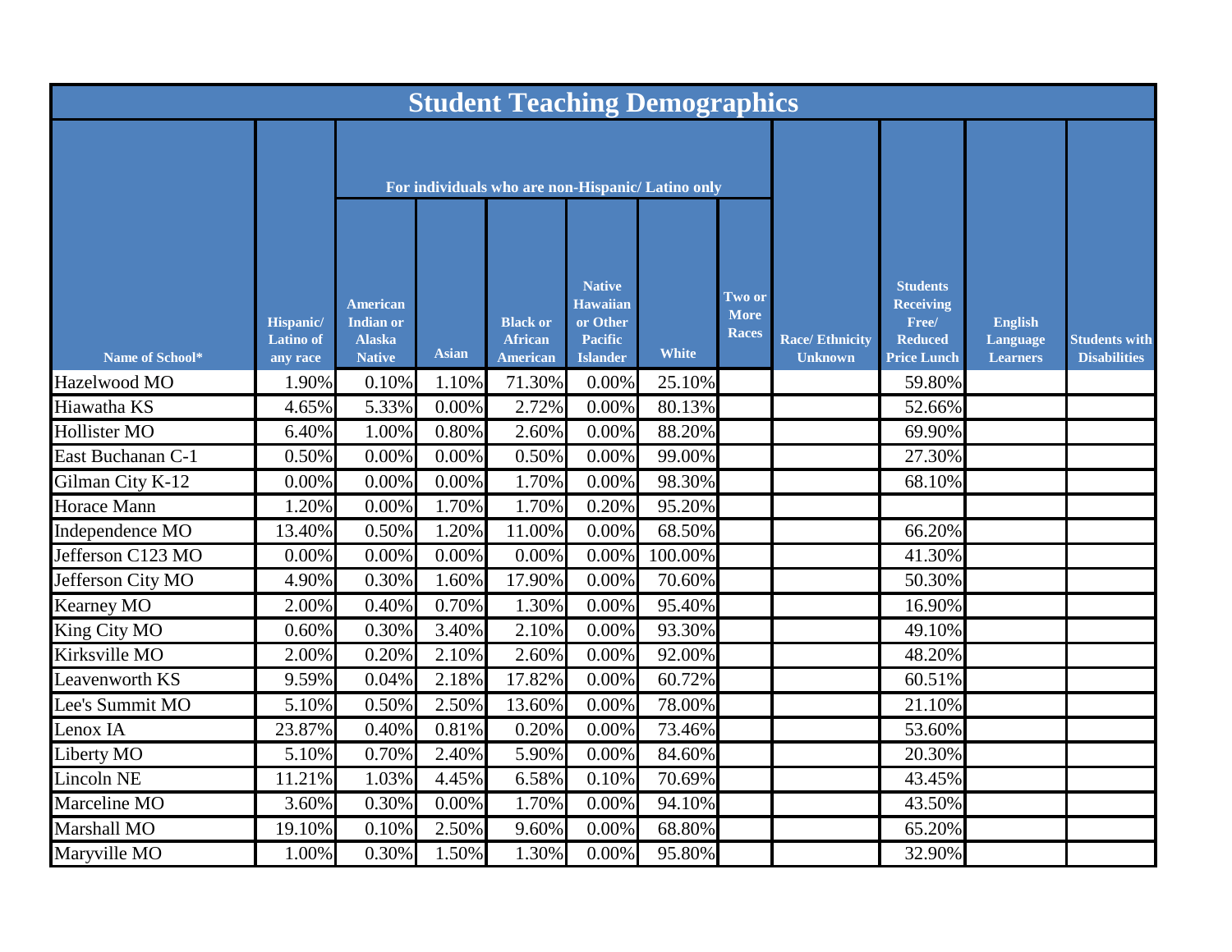| Student Teaching Demographics | | | | | | | | | | | |
|---|---|---|---|---|---|---|---|---|---|---|---|
| | | For individuals who are non-Hispanic/ Latino only | | | | | | | | | |
| Name of School* | Hispanic/ Latino of any race | American Indian or Alaska Native | Asian | Black or African American | Native Hawaiian or Other Pacific Islander | White | Two or More Races | Race/ Ethnicity Unknown | Students Receiving Free/ Reduced Price Lunch | English Language Learners | Students with Disabilities |
| Hazelwood MO | 1.90% | 0.10% | 1.10% | 71.30% | 0.00% | 25.10% | | | 59.80% | | |
| Hiawatha KS | 4.65% | 5.33% | 0.00% | 2.72% | 0.00% | 80.13% | | | 52.66% | | |
| Hollister MO | 6.40% | 1.00% | 0.80% | 2.60% | 0.00% | 88.20% | | | 69.90% | | |
| East Buchanan C-1 | 0.50% | 0.00% | 0.00% | 0.50% | 0.00% | 99.00% | | | 27.30% | | |
| Gilman City K-12 | 0.00% | 0.00% | 0.00% | 1.70% | 0.00% | 98.30% | | | 68.10% | | |
| Horace Mann | 1.20% | 0.00% | 1.70% | 1.70% | 0.20% | 95.20% | | | | | |
| Independence MO | 13.40% | 0.50% | 1.20% | 11.00% | 0.00% | 68.50% | | | 66.20% | | |
| Jefferson C123 MO | 0.00% | 0.00% | 0.00% | 0.00% | 0.00% | 100.00% | | | 41.30% | | |
| Jefferson City MO | 4.90% | 0.30% | 1.60% | 17.90% | 0.00% | 70.60% | | | 50.30% | | |
| Kearney MO | 2.00% | 0.40% | 0.70% | 1.30% | 0.00% | 95.40% | | | 16.90% | | |
| King City MO | 0.60% | 0.30% | 3.40% | 2.10% | 0.00% | 93.30% | | | 49.10% | | |
| Kirksville MO | 2.00% | 0.20% | 2.10% | 2.60% | 0.00% | 92.00% | | | 48.20% | | |
| Leavenworth KS | 9.59% | 0.04% | 2.18% | 17.82% | 0.00% | 60.72% | | | 60.51% | | |
| Lee's Summit MO | 5.10% | 0.50% | 2.50% | 13.60% | 0.00% | 78.00% | | | 21.10% | | |
| Lenox IA | 23.87% | 0.40% | 0.81% | 0.20% | 0.00% | 73.46% | | | 53.60% | | |
| Liberty MO | 5.10% | 0.70% | 2.40% | 5.90% | 0.00% | 84.60% | | | 20.30% | | |
| Lincoln NE | 11.21% | 1.03% | 4.45% | 6.58% | 0.10% | 70.69% | | | 43.45% | | |
| Marceline MO | 3.60% | 0.30% | 0.00% | 1.70% | 0.00% | 94.10% | | | 43.50% | | |
| Marshall MO | 19.10% | 0.10% | 2.50% | 9.60% | 0.00% | 68.80% | | | 65.20% | | |
| Maryville MO | 1.00% | 0.30% | 1.50% | 1.30% | 0.00% | 95.80% | | | 32.90% | | |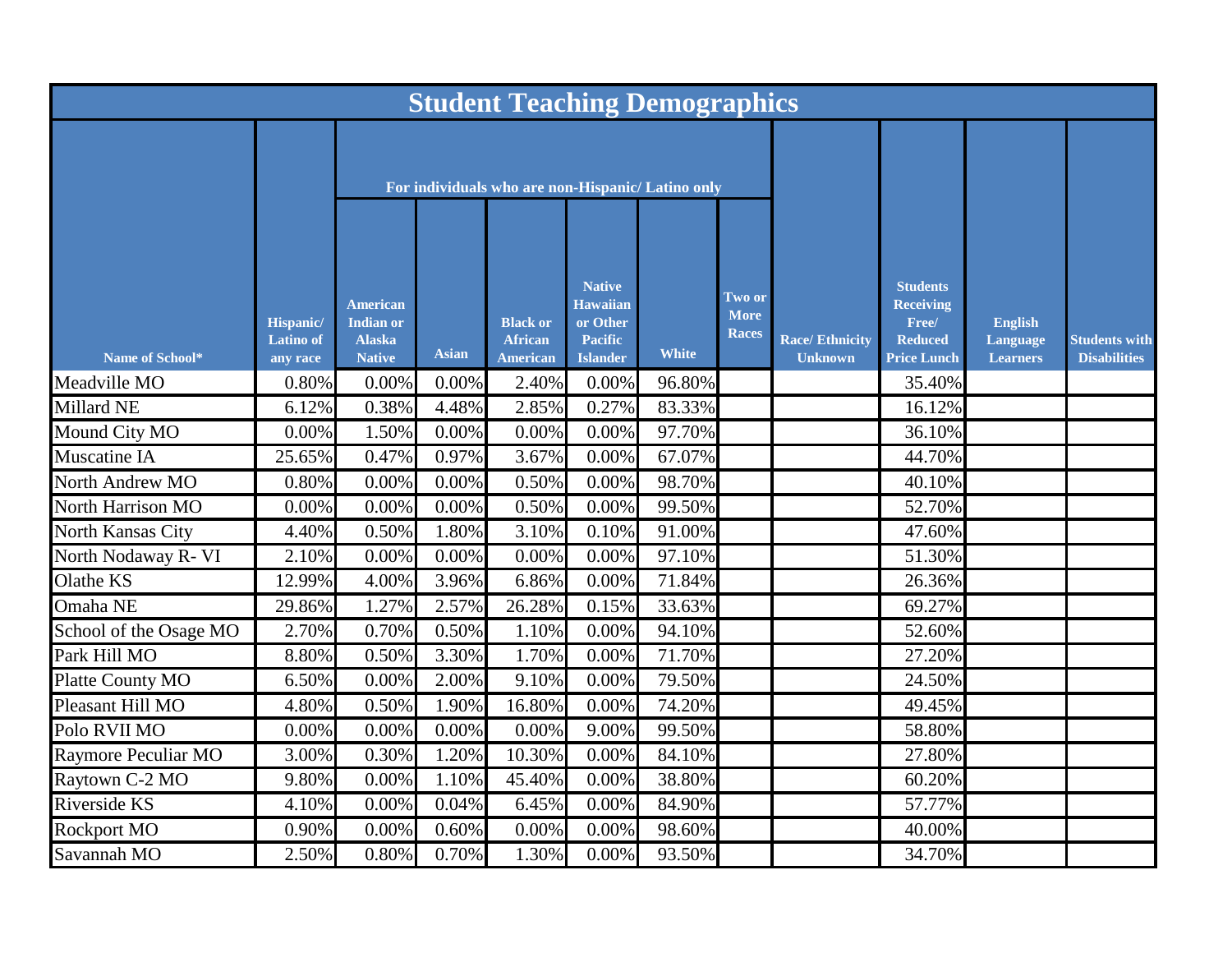# Student Teaching Demographics

| Name of School* | Hispanic/ Latino of any race | For individuals who are non-Hispanic/ Latino only | | | | | | Race/ Ethnicity Unknown | Students Receiving Free/ Reduced Price Lunch | English Language Learners | Students with Disabilities |
|---|---|---|---|---|---|---|---|---|---|---|---|
| | | American Indian or Alaska Native | Asian | Black or African American | Native Hawaiian or Other Pacific Islander | White | Two or More Races | | | | |
| Meadville MO | 0.80% | 0.00% | 0.00% | 2.40% | 0.00% | 96.80% | | | 35.40% | | |
| Millard NE | 6.12% | 0.38% | 4.48% | 2.85% | 0.27% | 83.33% | | | 16.12% | | |
| Mound City MO | 0.00% | 1.50% | 0.00% | 0.00% | 0.00% | 97.70% | | | 36.10% | | |
| Muscatine IA | 25.65% | 0.47% | 0.97% | 3.67% | 0.00% | 67.07% | | | 44.70% | | |
| North Andrew MO | 0.80% | 0.00% | 0.00% | 0.50% | 0.00% | 98.70% | | | 40.10% | | |
| North Harrison MO | 0.00% | 0.00% | 0.00% | 0.50% | 0.00% | 99.50% | | | 52.70% | | |
| North Kansas City | 4.40% | 0.50% | 1.80% | 3.10% | 0.10% | 91.00% | | | 47.60% | | |
| North Nodaway R- VI | 2.10% | 0.00% | 0.00% | 0.00% | 0.00% | 97.10% | | | 51.30% | | |
| Olathe KS | 12.99% | 4.00% | 3.96% | 6.86% | 0.00% | 71.84% | | | 26.36% | | |
| Omaha NE | 29.86% | 1.27% | 2.57% | 26.28% | 0.15% | 33.63% | | | 69.27% | | |
| School of the Osage MO | 2.70% | 0.70% | 0.50% | 1.10% | 0.00% | 94.10% | | | 52.60% | | |
| Park Hill MO | 8.80% | 0.50% | 3.30% | 1.70% | 0.00% | 71.70% | | | 27.20% | | |
| Platte County MO | 6.50% | 0.00% | 2.00% | 9.10% | 0.00% | 79.50% | | | 24.50% | | |
| Pleasant Hill MO | 4.80% | 0.50% | 1.90% | 16.80% | 0.00% | 74.20% | | | 49.45% | | |
| Polo RVII MO | 0.00% | 0.00% | 0.00% | 0.00% | 9.00% | 99.50% | | | 58.80% | | |
| Raymore Peculiar MO | 3.00% | 0.30% | 1.20% | 10.30% | 0.00% | 84.10% | | | 27.80% | | |
| Raytown C-2 MO | 9.80% | 0.00% | 1.10% | 45.40% | 0.00% | 38.80% | | | 60.20% | | |
| Riverside KS | 4.10% | 0.00% | 0.04% | 6.45% | 0.00% | 84.90% | | | 57.77% | | |
| Rockport MO | 0.90% | 0.00% | 0.60% | 0.00% | 0.00% | 98.60% | | | 40.00% | | |
| Savannah MO | 2.50% | 0.80% | 0.70% | 1.30% | 0.00% | 93.50% | | | 34.70% | | |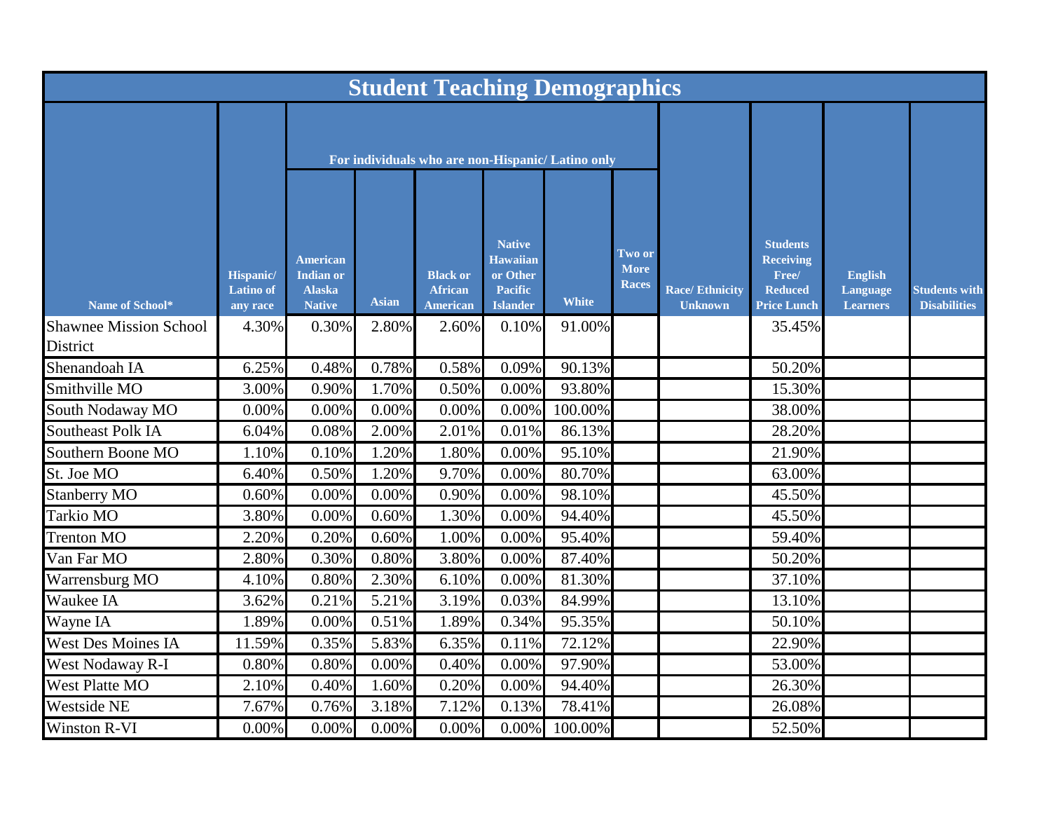# Student Teaching Demographics

| Name of School* | Hispanic/ Latino of any race | For individuals who are non-Hispanic/ Latino only | | | | | | Race/ Ethnicity Unknown | Students Receiving Free/ Reduced Price Lunch | English Language Learners | Students with Disabilities |
|---|---|---|---|---|---|---|---|---|---|---|---|
| | | American Indian or Alaska Native | Asian | Black or African American | Native Hawaiian or Other Pacific Islander | White | Two or More Races | | | | |
| Shawnee Mission School District | 4.30% | 0.30% | 2.80% | 2.60% | 0.10% | 91.00% | | | 35.45% | | |
| Shenandoah IA | 6.25% | 0.48% | 0.78% | 0.58% | 0.09% | 90.13% | | | 50.20% | | |
| Smithville MO | 3.00% | 0.90% | 1.70% | 0.50% | 0.00% | 93.80% | | | 15.30% | | |
| South Nodaway MO | 0.00% | 0.00% | 0.00% | 0.00% | 0.00% | 100.00% | | | 38.00% | | |
| Southeast Polk IA | 6.04% | 0.08% | 2.00% | 2.01% | 0.01% | 86.13% | | | 28.20% | | |
| Southern Boone MO | 1.10% | 0.10% | 1.20% | 1.80% | 0.00% | 95.10% | | | 21.90% | | |
| St. Joe MO | 6.40% | 0.50% | 1.20% | 9.70% | 0.00% | 80.70% | | | 63.00% | | |
| Stanberry MO | 0.60% | 0.00% | 0.00% | 0.90% | 0.00% | 98.10% | | | 45.50% | | |
| Tarkio MO | 3.80% | 0.00% | 0.60% | 1.30% | 0.00% | 94.40% | | | 45.50% | | |
| Trenton MO | 2.20% | 0.20% | 0.60% | 1.00% | 0.00% | 95.40% | | | 59.40% | | |
| Van Far MO | 2.80% | 0.30% | 0.80% | 3.80% | 0.00% | 87.40% | | | 50.20% | | |
| Warrensburg MO | 4.10% | 0.80% | 2.30% | 6.10% | 0.00% | 81.30% | | | 37.10% | | |
| Waukee IA | 3.62% | 0.21% | 5.21% | 3.19% | 0.03% | 84.99% | | | 13.10% | | |
| Wayne IA | 1.89% | 0.00% | 0.51% | 1.89% | 0.34% | 95.35% | | | 50.10% | | |
| West Des Moines IA | 11.59% | 0.35% | 5.83% | 6.35% | 0.11% | 72.12% | | | 22.90% | | |
| West Nodaway R-I | 0.80% | 0.80% | 0.00% | 0.40% | 0.00% | 97.90% | | | 53.00% | | |
| West Platte MO | 2.10% | 0.40% | 1.60% | 0.20% | 0.00% | 94.40% | | | 26.30% | | |
| Westside NE | 7.67% | 0.76% | 3.18% | 7.12% | 0.13% | 78.41% | | | 26.08% | | |
| Winston R-VI | 0.00% | 0.00% | 0.00% | 0.00% | 0.00% | 100.00% | | | 52.50% | | |